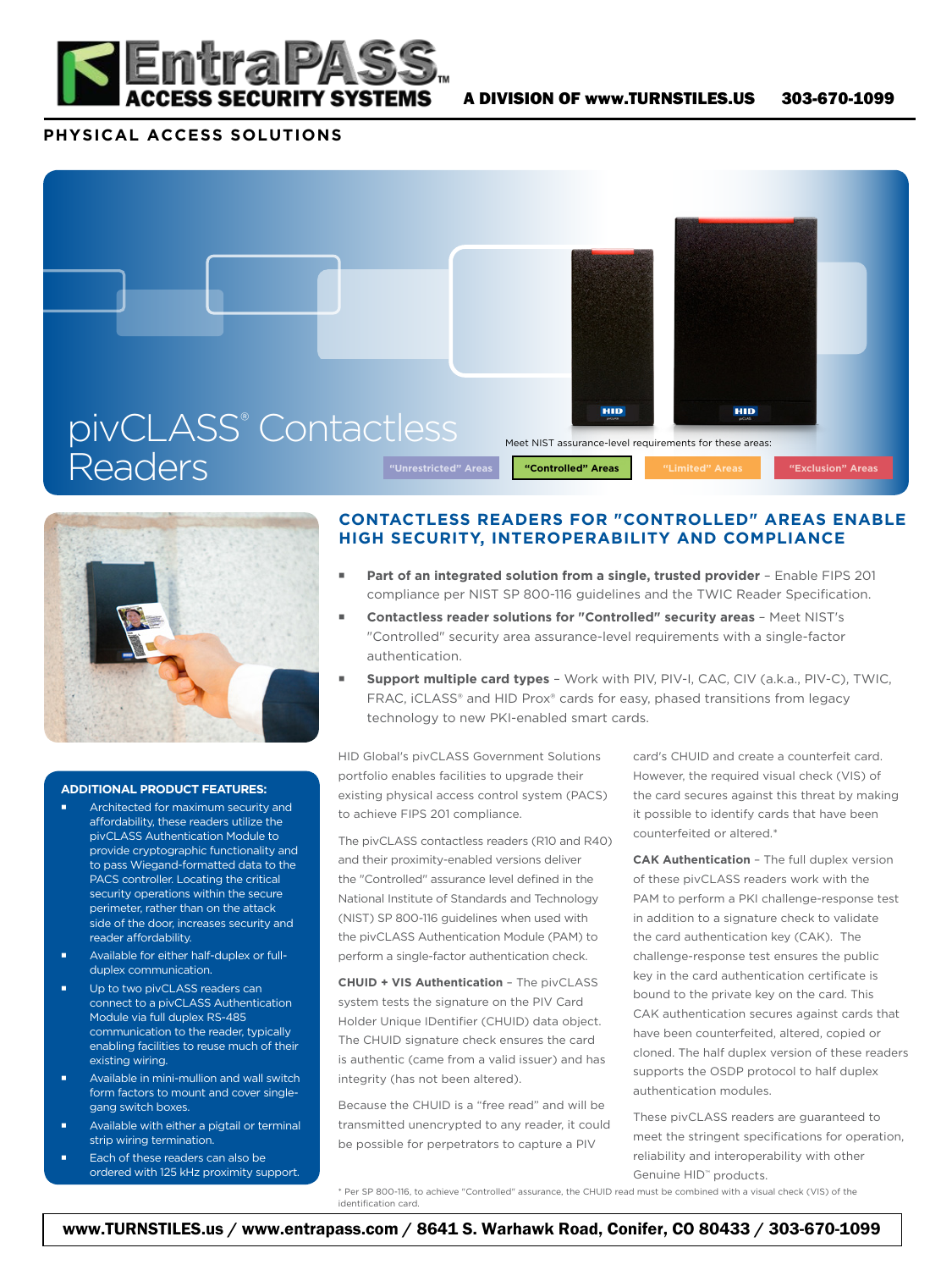# EntraPASS ACCESS SECURITY SYSTEMS

A DIVISION OF www.TURNSTILES.US 303-670-1099

PHYSICAL ACCESS SOLUTIONS

# pivCLASS® Contactless Readers

Meet NIST assurance-level requirements for these areas:

"Unrestricted" Areas | "Controlled" Areas | "Limited" Areas | "Exclusion" Areas

## CONTACTLESS READERS FOR "CONTROLLED" AREAS ENABLE HIGH SECURITY, INTEROPERABILITY AND COMPLIANCE

- **Part of an integrated solution from a single, trusted provider** – Enable FIPS 201 compliance per NIST SP 800-116 guidelines and the TWIC Reader Specification.
- **Contactless reader solutions for "Controlled" security areas** – Meet NIST's "Controlled" security area assurance-level requirements with a single-factor authentication.
- **Support multiple card types** – Work with PIV, PIV-I, CAC, CIV (a.k.a., PIV-C), TWIC, FRAC, iCLASS® and HID Prox® cards for easy, phased transitions from legacy technology to new PKI-enabled smart cards.

HID Global's pivCLASS Government Solutions portfolio enables facilities to upgrade their existing physical access control system (PACS) to achieve FIPS 201 compliance.

The pivCLASS contactless readers (R10 and R40) and their proximity-enabled versions deliver the "Controlled" assurance level defined in the National Institute of Standards and Technology (NIST) SP 800-116 guidelines when used with the pivCLASS Authentication Module (PAM) to perform a single-factor authentication check.

**CHUID + VIS Authentication** – The pivCLASS system tests the signature on the PIV Card Holder Unique IDentifier (CHUID) data object. The CHUID signature check ensures the card is authentic (came from a valid issuer) and has integrity (has not been altered).

Because the CHUID is a "free read" and will be transmitted unencrypted to any reader, it could be possible for perpetrators to capture a PIV card's CHUID and create a counterfeit card. However, the required visual check (VIS) of the card secures against this threat by making it possible to identify cards that have been counterfeited or altered.*

**CAK Authentication** – The full duplex version of these pivCLASS readers work with the PAM to perform a PKI challenge-response test in addition to a signature check to validate the card authentication key (CAK). The challenge-response test ensures the public key in the card authentication certificate is bound to the private key on the card. This CAK authentication secures against cards that have been counterfeited, altered, copied or cloned. The half duplex version of these readers supports the OSDP protocol to half duplex authentication modules.

These pivCLASS readers are guaranteed to meet the stringent specifications for operation, reliability and interoperability with other Genuine HID™ products.

\* Per SP 800-116, to achieve "Controlled" assurance, the CHUID read must be combined with a visual check (VIS) of the identification card.

### ADDITIONAL PRODUCT FEATURES:

- Architected for maximum security and affordability, these readers utilize the pivCLASS Authentication Module to provide cryptographic functionality and to pass Wiegand-formatted data to the PACS controller. Locating the critical security operations within the secure perimeter, rather than on the attack side of the door, increases security and reader affordability.
- Available for either half-duplex or full-duplex communication.
- Up to two pivCLASS readers can connect to a pivCLASS Authentication Module via full duplex RS-485 communication to the reader, typically enabling facilities to reuse much of their existing wiring.
- Available in mini-mullion and wall switch form factors to mount and cover single-gang switch boxes.
- Available with either a pigtail or terminal strip wiring termination.
- Each of these readers can also be ordered with 125 kHz proximity support.

www.TURNSTILES.us / www.entrapass.com / 8641 S. Warhawk Road, Conifer, CO 80433 / 303-670-1099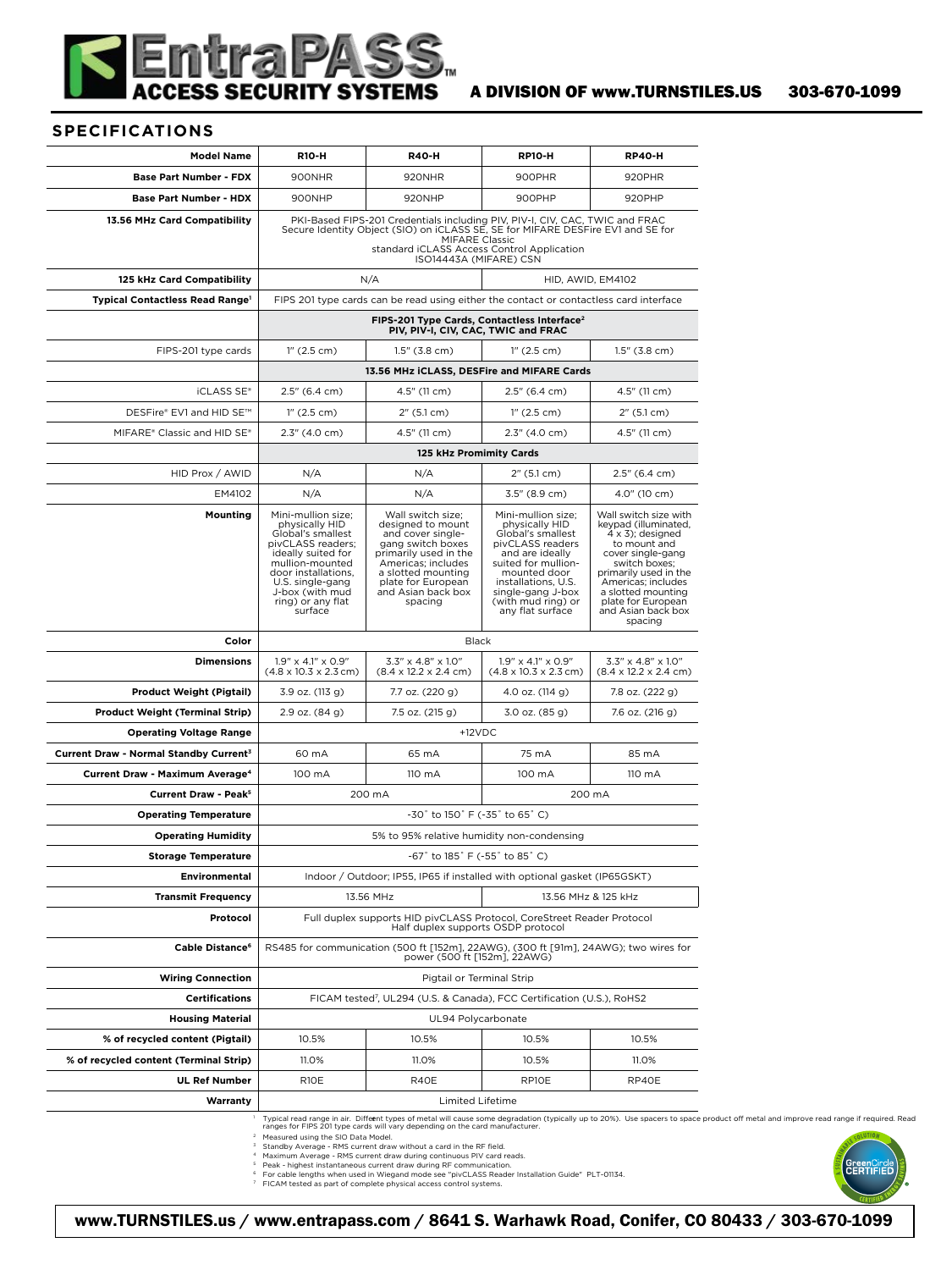## SPECIFICATIONS

| Model Name | R10-H | R40-H | RP10-H | RP40-H |
|---|---|---|---|---|
| Base Part Number - FDX | 900NHR | 920NHR | 900PHR | 920PHR |
| Base Part Number - HDX | 900NHP | 920NHP | 900PHP | 920PHP |
| 13.56 MHz Card Compatibility | PKI-Based FIPS-201 Credentials including PIV, PIV-I, CIV, CAC, TWIC and FRAC Secure Identity Object (SIO) on iCLASS SE, SE for MIFARE DESFire EV1 and SE for MIFARE Classic standard iCLASS Access Control Application ISO14443A (MIFARE) CSN | | | |
| 125 kHz Card Compatibility | N/A | | HID, AWID, EM4102 | |
| Typical Contactless Read Range[1] | FIPS 201 type cards can be read using either the contact or contactless card interface | | | |
| | FIPS-201 Type Cards, Contactless Interface[2] PIV, PIV-I, CIV, CAC, TWIC and FRAC | | | |
| FIPS-201 type cards | 1" (2.5 cm) | 1.5" (3.8 cm) | 1" (2.5 cm) | 1.5" (3.8 cm) |
| | 13.56 MHz iCLASS, DESFire and MIFARE Cards | | | |
| iCLASS SE® | 2.5" (6.4 cm) | 4.5" (11 cm) | 2.5" (6.4 cm) | 4.5" (11 cm) |
| DESFire® EV1 and HID SE™ | 1" (2.5 cm) | 2" (5.1 cm) | 1" (2.5 cm) | 2" (5.1 cm) |
| MIFARE® Classic and HID SE® | 2.3" (4.0 cm) | 4.5" (11 cm) | 2.3" (4.0 cm) | 4.5" (11 cm) |
| | 125 kHz Promimity Cards | | | |
| HID Prox / AWID | N/A | N/A | 2" (5.1 cm) | 2.5" (6.4 cm) |
| EM4102 | N/A | N/A | 3.5" (8.9 cm) | 4.0" (10 cm) |
| Mounting | Mini-mullion size; physically HID Global's smallest pivCLASS readers; ideally suited for mullion-mounted door installations, U.S. single-gang J-box (with mud ring) or any flat surface | Wall switch size; designed to mount and cover single-gang switch boxes primarily used in the Americas; includes a slotted mounting plate for European and Asian back box spacing | Mini-mullion size; physically HID Global's smallest pivCLASS readers and are ideally suited for mullion-mounted door installations, U.S. single-gang J-box (with mud ring) or any flat surface | Wall switch size with keypad (illuminated, 4 x 3); designed to mount and cover single-gang switch boxes; primarily used in the Americas; includes a slotted mounting plate for European and Asian back box spacing |
| Color | Black | | | |
| Dimensions | 1.9" x 4.1" x 0.9" (4.8 x 10.3 x 2.3 cm) | 3.3" x 4.8" x 1.0" (8.4 x 12.2 x 2.4 cm) | 1.9" x 4.1" x 0.9" (4.8 x 10.3 x 2.3 cm) | 3.3" x 4.8" x 1.0" (8.4 x 12.2 x 2.4 cm) |
| Product Weight (Pigtail) | 3.9 oz. (113 g) | 7.7 oz. (220 g) | 4.0 oz. (114 g) | 7.8 oz. (222 g) |
| Product Weight (Terminal Strip) | 2.9 oz. (84 g) | 7.5 oz. (215 g) | 3.0 oz. (85 g) | 7.6 oz. (216 g) |
| Operating Voltage Range | +12VDC | | | |
| Current Draw - Normal Standby Current[3] | 60 mA | 65 mA | 75 mA | 85 mA |
| Current Draw - Maximum Average[4] | 100 mA | 110 mA | 100 mA | 110 mA |
| Current Draw - Peak[5] | 200 mA | | 200 mA | |
| Operating Temperature | -30° to 150° F (-35° to 65° C) | | | |
| Operating Humidity | 5% to 95% relative humidity non-condensing | | | |
| Storage Temperature | -67° to 185° F (-55° to 85° C) | | | |
| Environmental | Indoor / Outdoor; IP55, IP65 if installed with optional gasket (IP65GSKT) | | | |
| Transmit Frequency | 13.56 MHz | | 13.56 MHz & 125 kHz | |
| Protocol | Full duplex supports HID pivCLASS Protocol, CoreStreet Reader Protocol Half duplex supports OSDP protocol | | | |
| Cable Distance[6] | RS485 for communication (500 ft [152m], 22AWG), (300 ft [91m], 24AWG); two wires for power (500 ft [152m], 22AWG) | | | |
| Wiring Connection | Pigtail or Terminal Strip | | | |
| Certifications | FICAM tested[7], UL294 (U.S. & Canada), FCC Certification (U.S.), RoHS2 | | | |
| Housing Material | UL94 Polycarbonate | | | |
| % of recycled content (Pigtail) | 10.5% | 10.5% | 10.5% | 10.5% |
| % of recycled content (Terminal Strip) | 11.0% | 11.0% | 10.5% | 11.0% |
| UL Ref Number | R10E | R40E | RP10E | RP40E |
| Warranty | Limited Lifetime | | | |

[1] Typical read range in air. Different types of metal will cause some degradation (typically up to 20%). Use spacers to space product off metal and improve read range if required. Read ranges for FIPS 201 type cards will vary depending on the card manufacturer.
[2] Measured using the SIO Data Model.
[3] Standby Average - RMS current draw without a card in the RF field.
[4] Maximum Average - RMS current draw during continuous PIV card reads.
[5] Peak - highest instantaneous current draw during RF communication.
[6] For cable lengths when used in Wiegand mode see "pivCLASS Reader Installation Guide" PLT-01134.
[7] FICAM tested as part of complete physical access control systems.